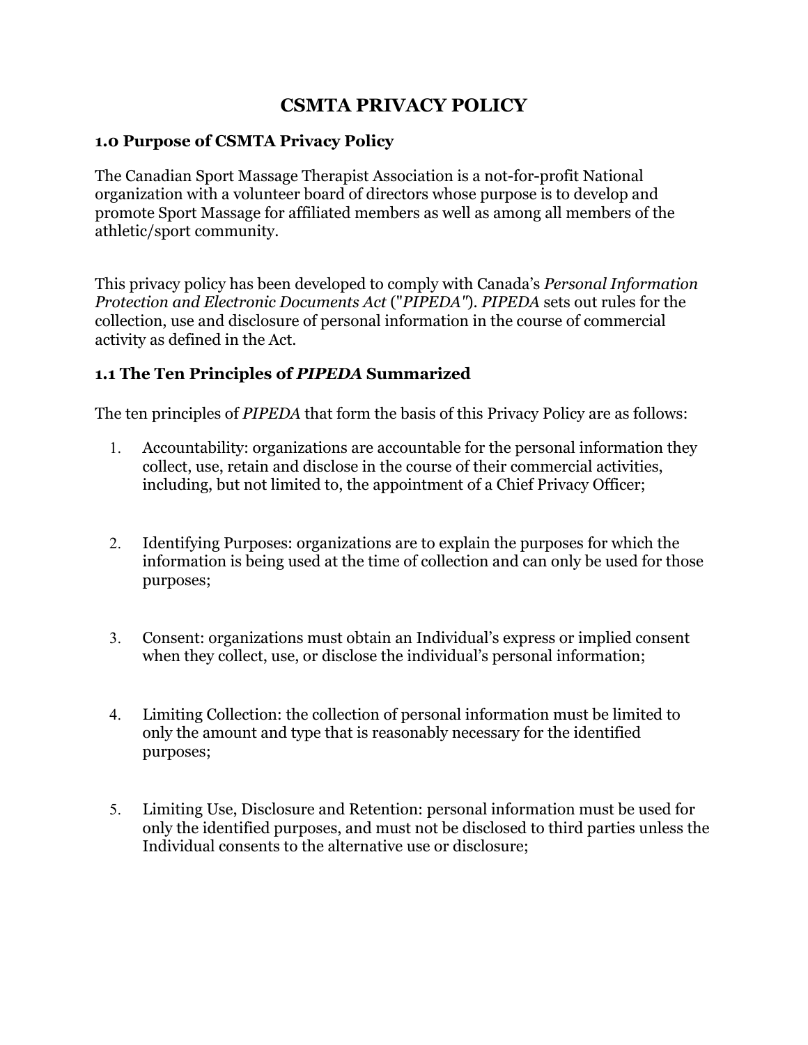# CSMTA PRIVACY POLICY

## 1.0 Purpose of CSMTA Privacy Policy

The Canadian Sport Massage Therapist Association is a not-for-profit National organization with a volunteer board of directors whose purpose is to develop and promote Sport Massage for affiliated members as well as among all members of the athletic/sport community.

This privacy policy has been developed to comply with Canada's *Personal Information Protection and Electronic Documents Act* ("*PIPEDA*"). *PIPEDA* sets out rules for the collection, use and disclosure of personal information in the course of commercial activity as defined in the Act.

## 1.1 The Ten Principles of *PIPEDA* Summarized

The ten principles of *PIPEDA* that form the basis of this Privacy Policy are as follows:

1. Accountability: organizations are accountable for the personal information they collect, use, retain and disclose in the course of their commercial activities, including, but not limited to, the appointment of a Chief Privacy Officer;

2. Identifying Purposes: organizations are to explain the purposes for which the information is being used at the time of collection and can only be used for those purposes;

3. Consent: organizations must obtain an Individual's express or implied consent when they collect, use, or disclose the individual's personal information;

4. Limiting Collection: the collection of personal information must be limited to only the amount and type that is reasonably necessary for the identified purposes;

5. Limiting Use, Disclosure and Retention: personal information must be used for only the identified purposes, and must not be disclosed to third parties unless the Individual consents to the alternative use or disclosure;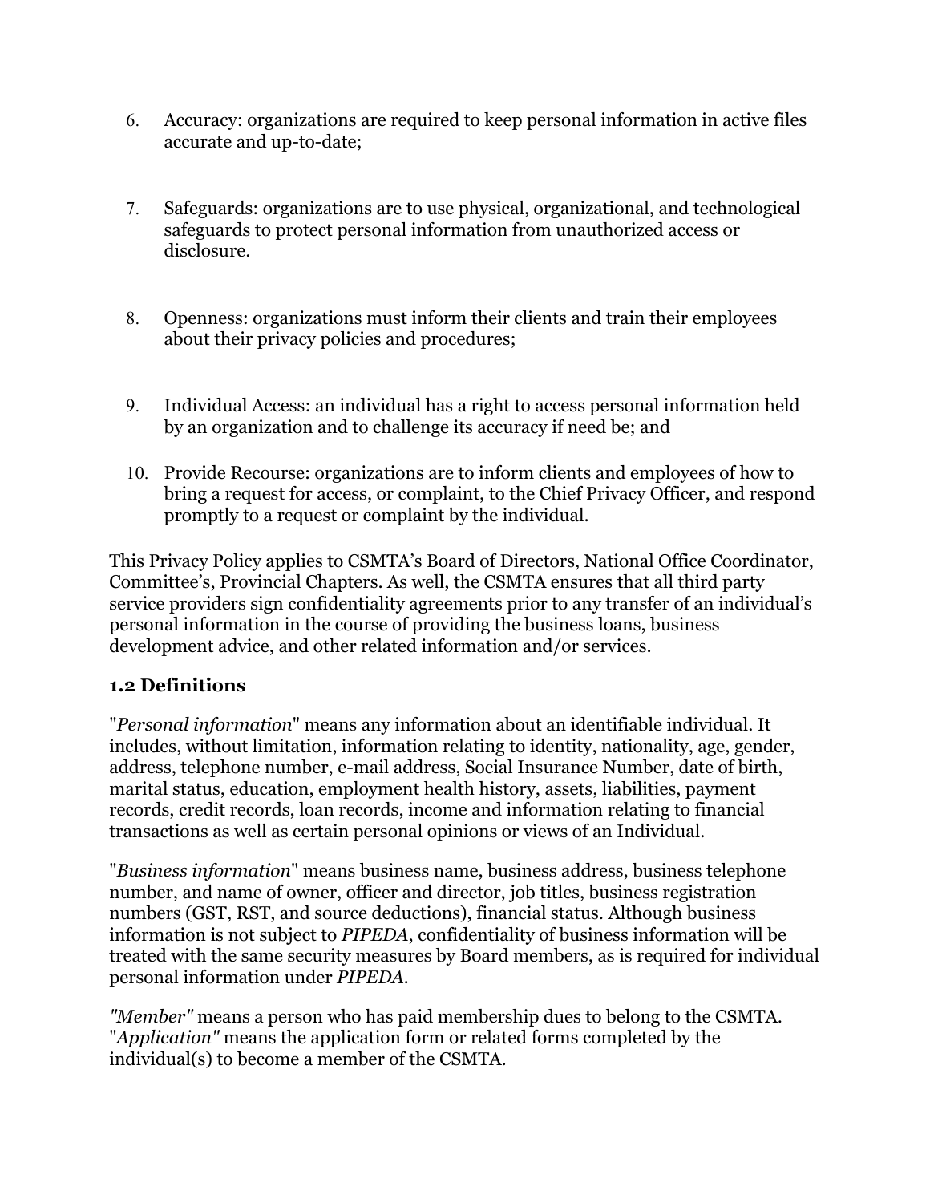6. Accuracy: organizations are required to keep personal information in active files accurate and up-to-date;

7. Safeguards: organizations are to use physical, organizational, and technological safeguards to protect personal information from unauthorized access or disclosure.

8. Openness: organizations must inform their clients and train their employees about their privacy policies and procedures;

9. Individual Access: an individual has a right to access personal information held by an organization and to challenge its accuracy if need be; and

10. Provide Recourse: organizations are to inform clients and employees of how to bring a request for access, or complaint, to the Chief Privacy Officer, and respond promptly to a request or complaint by the individual.

This Privacy Policy applies to CSMTA's Board of Directors, National Office Coordinator, Committee's, Provincial Chapters. As well, the CSMTA ensures that all third party service providers sign confidentiality agreements prior to any transfer of an individual's personal information in the course of providing the business loans, business development advice, and other related information and/or services.

### 1.2 Definitions

"*Personal information*" means any information about an identifiable individual. It includes, without limitation, information relating to identity, nationality, age, gender, address, telephone number, e-mail address, Social Insurance Number, date of birth, marital status, education, employment health history, assets, liabilities, payment records, credit records, loan records, income and information relating to financial transactions as well as certain personal opinions or views of an Individual.

"*Business information*" means business name, business address, business telephone number, and name of owner, officer and director, job titles, business registration numbers (GST, RST, and source deductions), financial status. Although business information is not subject to *PIPEDA*, confidentiality of business information will be treated with the same security measures by Board members, as is required for individual personal information under *PIPEDA*.

*"Member"* means a person who has paid membership dues to belong to the CSMTA. "*Application"* means the application form or related forms completed by the individual(s) to become a member of the CSMTA.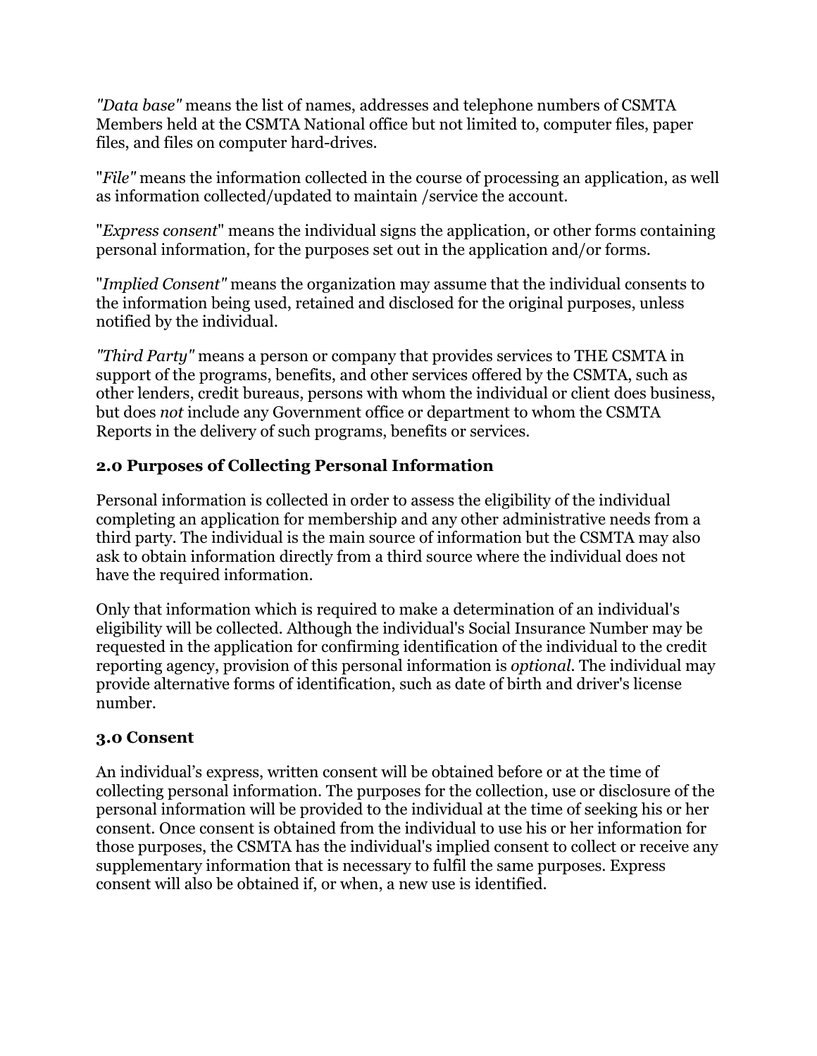*"Data base"* means the list of names, addresses and telephone numbers of CSMTA Members held at the CSMTA National office but not limited to, computer files, paper files, and files on computer hard-drives.

"*File"* means the information collected in the course of processing an application, as well as information collected/updated to maintain /service the account.

"*Express consent*" means the individual signs the application, or other forms containing personal information, for the purposes set out in the application and/or forms.

"*Implied Consent"* means the organization may assume that the individual consents to the information being used, retained and disclosed for the original purposes, unless notified by the individual.

*"Third Party"* means a person or company that provides services to THE CSMTA in support of the programs, benefits, and other services offered by the CSMTA, such as other lenders, credit bureaus, persons with whom the individual or client does business, but does *not* include any Government office or department to whom the CSMTA Reports in the delivery of such programs, benefits or services.

### 2.0 Purposes of Collecting Personal Information

Personal information is collected in order to assess the eligibility of the individual completing an application for membership and any other administrative needs from a third party. The individual is the main source of information but the CSMTA may also ask to obtain information directly from a third source where the individual does not have the required information.

Only that information which is required to make a determination of an individual's eligibility will be collected. Although the individual's Social Insurance Number may be requested in the application for confirming identification of the individual to the credit reporting agency, provision of this personal information is *optional*. The individual may provide alternative forms of identification, such as date of birth and driver's license number.

### 3.0 Consent

An individual's express, written consent will be obtained before or at the time of collecting personal information. The purposes for the collection, use or disclosure of the personal information will be provided to the individual at the time of seeking his or her consent. Once consent is obtained from the individual to use his or her information for those purposes, the CSMTA has the individual's implied consent to collect or receive any supplementary information that is necessary to fulfil the same purposes. Express consent will also be obtained if, or when, a new use is identified.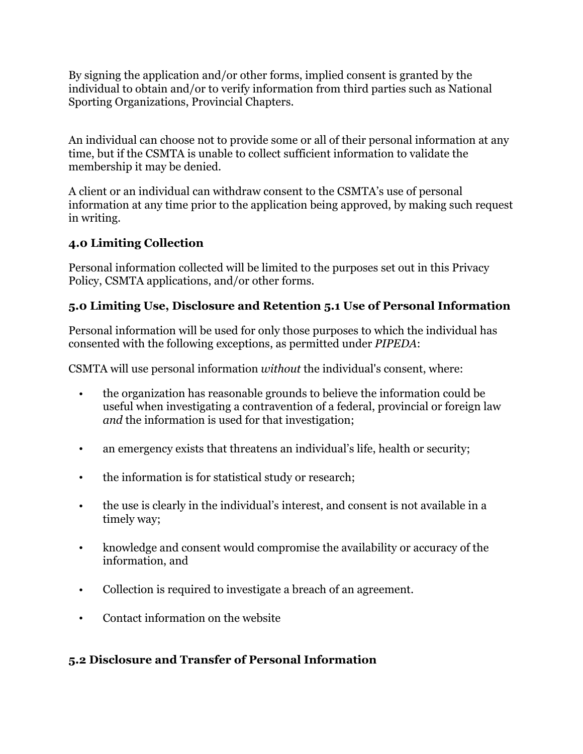By signing the application and/or other forms, implied consent is granted by the individual to obtain and/or to verify information from third parties such as National Sporting Organizations, Provincial Chapters.

An individual can choose not to provide some or all of their personal information at any time, but if the CSMTA is unable to collect sufficient information to validate the membership it may be denied.

A client or an individual can withdraw consent to the CSMTA's use of personal information at any time prior to the application being approved, by making such request in writing.

### 4.0 Limiting Collection

Personal information collected will be limited to the purposes set out in this Privacy Policy, CSMTA applications, and/or other forms.

### 5.0 Limiting Use, Disclosure and Retention 5.1 Use of Personal Information

Personal information will be used for only those purposes to which the individual has consented with the following exceptions, as permitted under *PIPEDA*:

CSMTA will use personal information *without* the individual's consent, where:

- the organization has reasonable grounds to believe the information could be useful when investigating a contravention of a federal, provincial or foreign law *and* the information is used for that investigation;
- an emergency exists that threatens an individual's life, health or security;
- the information is for statistical study or research;
- the use is clearly in the individual's interest, and consent is not available in a timely way;
- knowledge and consent would compromise the availability or accuracy of the information, and
- Collection is required to investigate a breach of an agreement.
- Contact information on the website

### 5.2 Disclosure and Transfer of Personal Information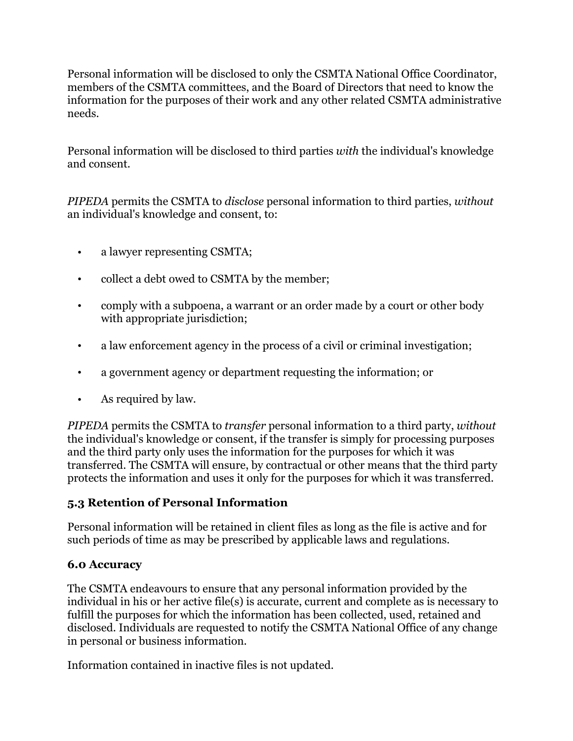Personal information will be disclosed to only the CSMTA National Office Coordinator, members of the CSMTA committees, and the Board of Directors that need to know the information for the purposes of their work and any other related CSMTA administrative needs.

Personal information will be disclosed to third parties *with* the individual's knowledge and consent.

*PIPEDA* permits the CSMTA to *disclose* personal information to third parties, *without* an individual's knowledge and consent, to:

- a lawyer representing CSMTA;
- collect a debt owed to CSMTA by the member;
- comply with a subpoena, a warrant or an order made by a court or other body with appropriate jurisdiction;
- a law enforcement agency in the process of a civil or criminal investigation;
- a government agency or department requesting the information; or
- As required by law.

*PIPEDA* permits the CSMTA to *transfer* personal information to a third party, *without* the individual's knowledge or consent, if the transfer is simply for processing purposes and the third party only uses the information for the purposes for which it was transferred. The CSMTA will ensure, by contractual or other means that the third party protects the information and uses it only for the purposes for which it was transferred.

### 5.3 Retention of Personal Information

Personal information will be retained in client files as long as the file is active and for such periods of time as may be prescribed by applicable laws and regulations.

## 6.0 Accuracy

The CSMTA endeavours to ensure that any personal information provided by the individual in his or her active file(s) is accurate, current and complete as is necessary to fulfill the purposes for which the information has been collected, used, retained and disclosed. Individuals are requested to notify the CSMTA National Office of any change in personal or business information.

Information contained in inactive files is not updated.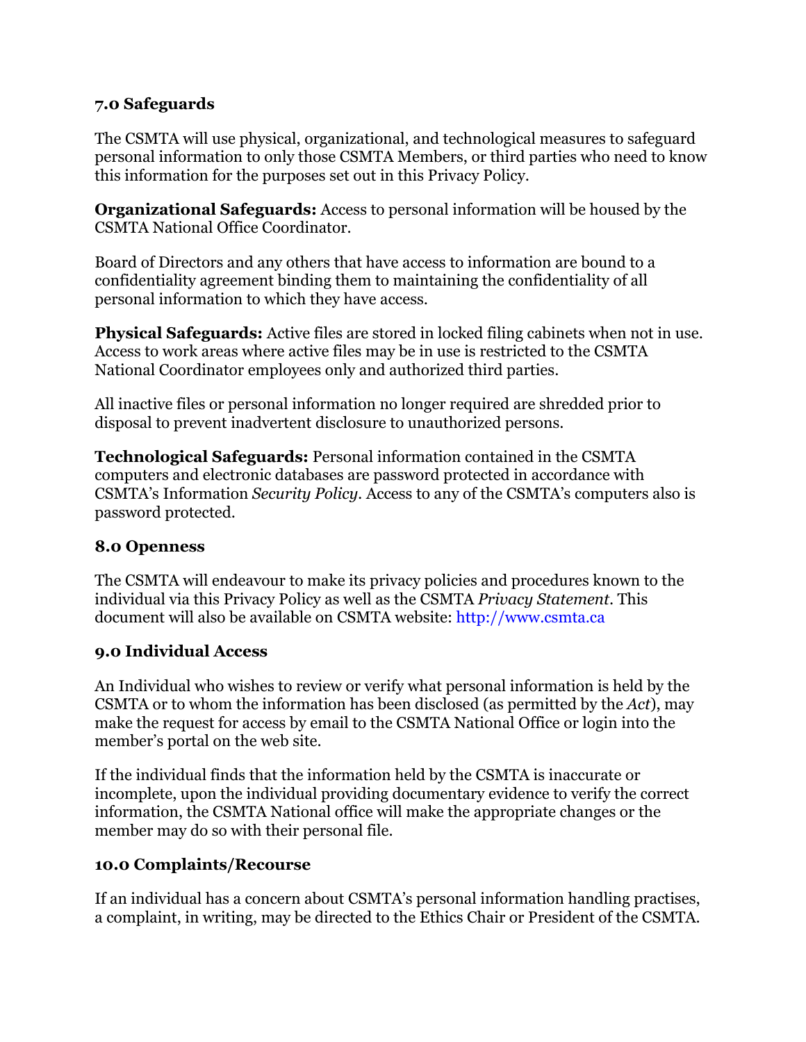## 7.0 Safeguards

The CSMTA will use physical, organizational, and technological measures to safeguard personal information to only those CSMTA Members, or third parties who need to know this information for the purposes set out in this Privacy Policy.

**Organizational Safeguards:** Access to personal information will be housed by the CSMTA National Office Coordinator.

Board of Directors and any others that have access to information are bound to a confidentiality agreement binding them to maintaining the confidentiality of all personal information to which they have access.

**Physical Safeguards:** Active files are stored in locked filing cabinets when not in use. Access to work areas where active files may be in use is restricted to the CSMTA National Coordinator employees only and authorized third parties.

All inactive files or personal information no longer required are shredded prior to disposal to prevent inadvertent disclosure to unauthorized persons.

**Technological Safeguards:** Personal information contained in the CSMTA computers and electronic databases are password protected in accordance with CSMTA's Information *Security Policy*. Access to any of the CSMTA's computers also is password protected.

## 8.0 Openness

The CSMTA will endeavour to make its privacy policies and procedures known to the individual via this Privacy Policy as well as the CSMTA *Privacy Statement*. This document will also be available on CSMTA website: http://www.csmta.ca

## 9.0 Individual Access

An Individual who wishes to review or verify what personal information is held by the CSMTA or to whom the information has been disclosed (as permitted by the *Act*), may make the request for access by email to the CSMTA National Office or login into the member's portal on the web site.

If the individual finds that the information held by the CSMTA is inaccurate or incomplete, upon the individual providing documentary evidence to verify the correct information, the CSMTA National office will make the appropriate changes or the member may do so with their personal file.

## 10.0 Complaints/Recourse

If an individual has a concern about CSMTA's personal information handling practises, a complaint, in writing, may be directed to the Ethics Chair or President of the CSMTA.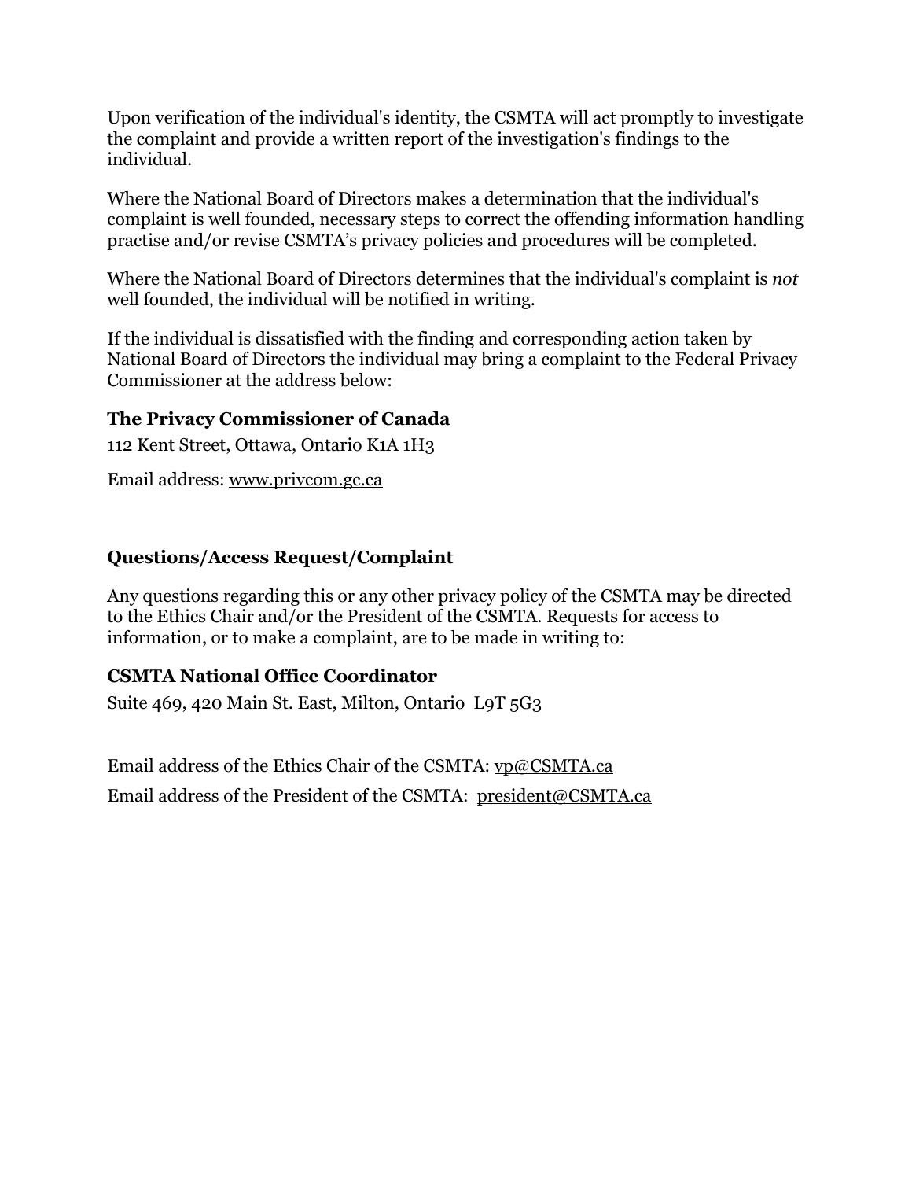Upon verification of the individual's identity, the CSMTA will act promptly to investigate the complaint and provide a written report of the investigation's findings to the individual.

Where the National Board of Directors makes a determination that the individual's complaint is well founded, necessary steps to correct the offending information handling practise and/or revise CSMTA's privacy policies and procedures will be completed.

Where the National Board of Directors determines that the individual's complaint is *not* well founded, the individual will be notified in writing.

If the individual is dissatisfied with the finding and corresponding action taken by National Board of Directors the individual may bring a complaint to the Federal Privacy Commissioner at the address below:

**The Privacy Commissioner of Canada**

112 Kent Street, Ottawa, Ontario K1A 1H3

Email address: www.privcom.gc.ca

**Questions/Access Request/Complaint**

Any questions regarding this or any other privacy policy of the CSMTA may be directed to the Ethics Chair and/or the President of the CSMTA. Requests for access to information, or to make a complaint, are to be made in writing to:

**CSMTA National Office Coordinator**

Suite 469, 420 Main St. East, Milton, Ontario L9T 5G3

Email address of the Ethics Chair of the CSMTA: vp@CSMTA.ca

Email address of the President of the CSMTA: president@CSMTA.ca